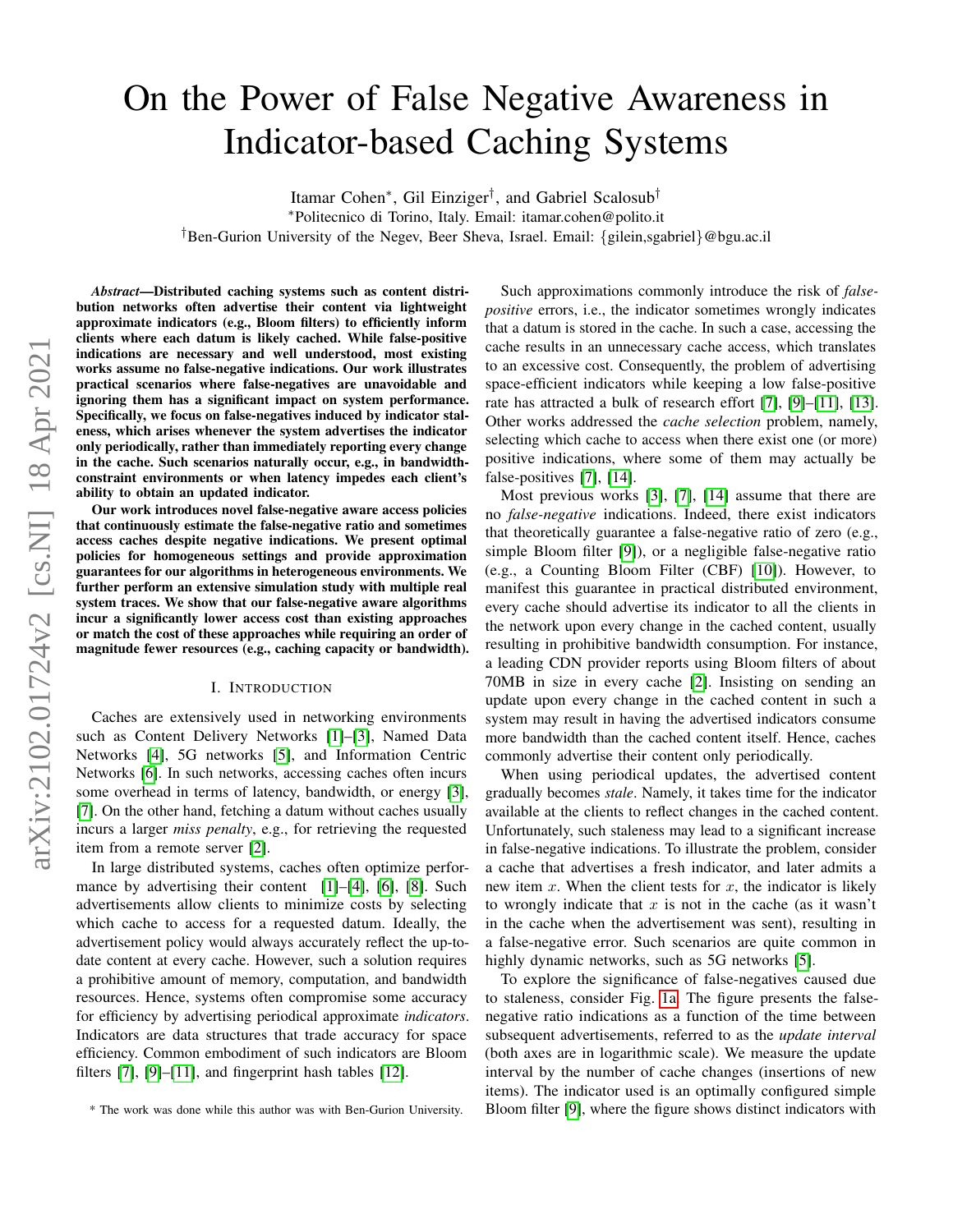# On the Power of False Negative Awareness in Indicator-based Caching Systems

Itamar Cohen*, Gil Einziger†, and Gabriel Scalosub†

*Politecnico di Torino, Italy. Email: itamar.cohen@polito.it

†Ben-Gurion University of the Negev, Beer Sheva, Israel. Email: {gilein,sgabriel}@bgu.ac.il

***Abstract*—Distributed caching systems such as content distribution networks often advertise their content via lightweight approximate indicators (e.g., Bloom filters) to efficiently inform clients where each datum is likely cached. While false-positive indications are necessary and well understood, most existing works assume no false-negative indications. Our work illustrates practical scenarios where false-negatives are unavoidable and ignoring them has a significant impact on system performance. Specifically, we focus on false-negatives induced by indicator staleness, which arises whenever the system advertises the indicator only periodically, rather than immediately reporting every change in the cache. Such scenarios naturally occur, e.g., in bandwidth-constraint environments or when latency impedes each client's ability to obtain an updated indicator.**

**Our work introduces novel false-negative aware access policies that continuously estimate the false-negative ratio and sometimes access caches despite negative indications. We present optimal policies for homogeneous settings and provide approximation guarantees for our algorithms in heterogeneous environments. We further perform an extensive simulation study with multiple real system traces. We show that our false-negative aware algorithms incur a significantly lower access cost than existing approaches or match the cost of these approaches while requiring an order of magnitude fewer resources (e.g., caching capacity or bandwidth).**

## I. Introduction

Caches are extensively used in networking environments such as Content Delivery Networks [1]–[3], Named Data Networks [4], 5G networks [5], and Information Centric Networks [6]. In such networks, accessing caches often incurs some overhead in terms of latency, bandwidth, or energy [3], [7]. On the other hand, fetching a datum without caches usually incurs a larger *miss penalty*, e.g., for retrieving the requested item from a remote server [2].

In large distributed systems, caches often optimize performance by advertising their content [1]–[4], [6], [8]. Such advertisements allow clients to minimize costs by selecting which cache to access for a requested datum. Ideally, the advertisement policy would always accurately reflect the up-to-date content at every cache. However, such a solution requires a prohibitive amount of memory, computation, and bandwidth resources. Hence, systems often compromise some accuracy for efficiency by advertising periodical approximate *indicators*. Indicators are data structures that trade accuracy for space efficiency. Common embodiment of such indicators are Bloom filters [7], [9]–[11], and fingerprint hash tables [12].

Such approximations commonly introduce the risk of *false-positive* errors, i.e., the indicator sometimes wrongly indicates that a datum is stored in the cache. In such a case, accessing the cache results in an unnecessary cache access, which translates to an excessive cost. Consequently, the problem of advertising space-efficient indicators while keeping a low false-positive rate has attracted a bulk of research effort [7], [9]–[11], [13]. Other works addressed the *cache selection* problem, namely, selecting which cache to access when there exist one (or more) positive indications, where some of them may actually be false-positives [7], [14].

Most previous works [3], [7], [14] assume that there are no *false-negative* indications. Indeed, there exist indicators that theoretically guarantee a false-negative ratio of zero (e.g., simple Bloom filter [9]), or a negligible false-negative ratio (e.g., a Counting Bloom Filter (CBF) [10]). However, to manifest this guarantee in practical distributed environment, every cache should advertise its indicator to all the clients in the network upon every change in the cached content, usually resulting in prohibitive bandwidth consumption. For instance, a leading CDN provider reports using Bloom filters of about 70MB in size in every cache [2]. Insisting on sending an update upon every change in the cached content in such a system may result in having the advertised indicators consume more bandwidth than the cached content itself. Hence, caches commonly advertise their content only periodically.

When using periodical updates, the advertised content gradually becomes *stale*. Namely, it takes time for the indicator available at the clients to reflect changes in the cached content. Unfortunately, such staleness may lead to a significant increase in false-negative indications. To illustrate the problem, consider a cache that advertises a fresh indicator, and later admits a new item $x$. When the client tests for $x$, the indicator is likely to wrongly indicate that $x$ is not in the cache (as it wasn't in the cache when the advertisement was sent), resulting in a false-negative error. Such scenarios are quite common in highly dynamic networks, such as 5G networks [5].

To explore the significance of false-negatives caused due to staleness, consider Fig. 1a. The figure presents the false-negative ratio indications as a function of the time between subsequent advertisements, referred to as the *update interval* (both axes are in logarithmic scale). We measure the update interval by the number of cache changes (insertions of new items). The indicator used is an optimally configured simple Bloom filter [9], where the figure shows distinct indicators with

* The work was done while this author was with Ben-Gurion University.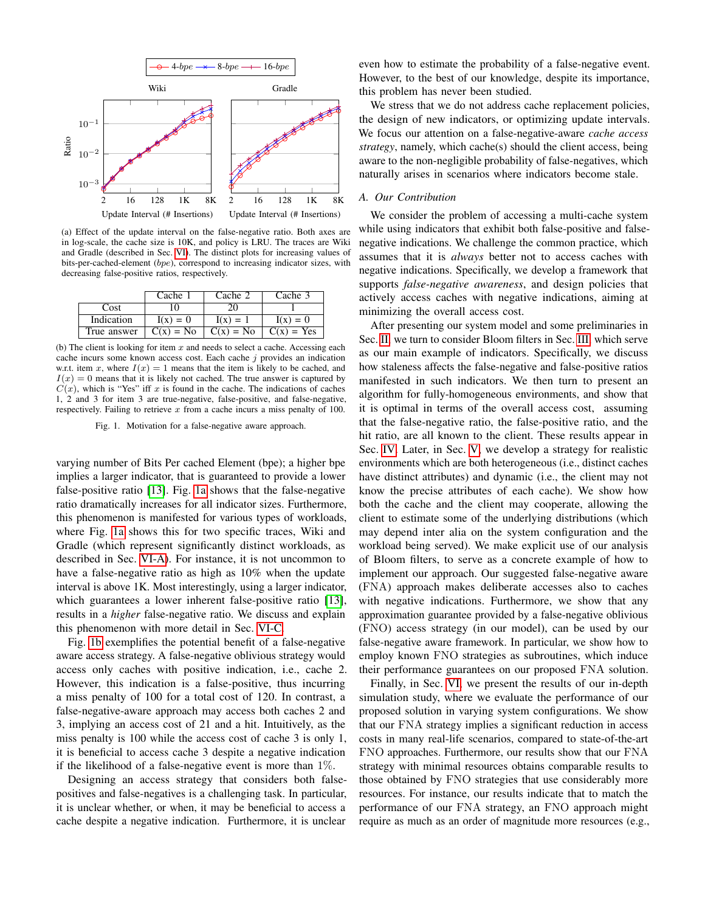(a) Effect of the update interval on the false-negative ratio. Both axes are in log-scale, the cache size is 10K, and policy is LRU. The traces are Wiki and Gradle (described in Sec. VI). The distinct plots for increasing values of bits-per-cached-element (*bpe*), correspond to increasing indicator sizes, with decreasing false-positive ratios, respectively.

| | Cache 1 | Cache 2 | Cache 3 |
|---|---|---|---|
| Cost | 10 | 20 | 1 |
| Indication | I(x) = 0 | I(x) = 1 | I(x) = 0 |
| True answer | C(x) = No | C(x) = No | C(x) = Yes |

(b) The client is looking for item $x$ and needs to select a cache. Accessing each cache incurs some known access cost. Each cache $j$ provides an indication w.r.t. item $x$, where $I(x) = 1$ means that the item is likely to be cached, and $I(x) = 0$ means that it is likely not cached. The true answer is captured by $C(x)$, which is "Yes" iff $x$ is found in the cache. The indications of caches 1, 2 and 3 for item 3 are true-negative, false-positive, and false-negative, respectively. Failing to retrieve $x$ from a cache incurs a miss penalty of 100.

Fig. 1. Motivation for a false-negative aware approach.

varying number of Bits Per cached Element (bpe); a higher bpe implies a larger indicator, that is guaranteed to provide a lower false-positive ratio [13]. Fig. 1a shows that the false-negative ratio dramatically increases for all indicator sizes. Furthermore, this phenomenon is manifested for various types of workloads, where Fig. 1a shows this for two specific traces, Wiki and Gradle (which represent significantly distinct workloads, as described in Sec. VI-A). For instance, it is not uncommon to have a false-negative ratio as high as 10% when the update interval is above 1K. Most interestingly, using a larger indicator, which guarantees a lower inherent false-positive ratio [13], results in a *higher* false-negative ratio. We discuss and explain this phenomenon with more detail in Sec. VI-C.

Fig. 1b exemplifies the potential benefit of a false-negative aware access strategy. A false-negative oblivious strategy would access only caches with positive indication, i.e., cache 2. However, this indication is a false-positive, thus incurring a miss penalty of 100 for a total cost of 120. In contrast, a false-negative-aware approach may access both caches 2 and 3, implying an access cost of 21 and a hit. Intuitively, as the miss penalty is 100 while the access cost of cache 3 is only 1, it is beneficial to access cache 3 despite a negative indication if the likelihood of a false-negative event is more than 1%.

Designing an access strategy that considers both false-positives and false-negatives is a challenging task. In particular, it is unclear whether, or when, it may be beneficial to access a cache despite a negative indication. Furthermore, it is unclear even how to estimate the probability of a false-negative event. However, to the best of our knowledge, despite its importance, this problem has never been studied.

We stress that we do not address cache replacement policies, the design of new indicators, or optimizing update intervals. We focus our attention on a false-negative-aware *cache access strategy*, namely, which cache(s) should the client access, being aware to the non-negligible probability of false-negatives, which naturally arises in scenarios where indicators become stale.

### A. Our Contribution

We consider the problem of accessing a multi-cache system while using indicators that exhibit both false-positive and false-negative indications. We challenge the common practice, which assumes that it is *always* better not to access caches with negative indications. Specifically, we develop a framework that supports *false-negative awareness*, and design policies that actively access caches with negative indications, aiming at minimizing the overall access cost.

After presenting our system model and some preliminaries in Sec. II, we turn to consider Bloom filters in Sec. III, which serve as our main example of indicators. Specifically, we discuss how staleness affects the false-negative and false-positive ratios manifested in such indicators. We then turn to present an algorithm for fully-homogeneous environments, and show that it is optimal in terms of the overall access cost, assuming that the false-negative ratio, the false-positive ratio, and the hit ratio, are all known to the client. These results appear in Sec. IV. Later, in Sec. V, we develop a strategy for realistic environments which are both heterogeneous (i.e., distinct caches have distinct attributes) and dynamic (i.e., the client may not know the precise attributes of each cache). We show how both the cache and the client may cooperate, allowing the client to estimate some of the underlying distributions (which may depend inter alia on the system configuration and the workload being served). We make explicit use of our analysis of Bloom filters, to serve as a concrete example of how to implement our approach. Our suggested false-negative aware (FNA) approach makes deliberate accesses also to caches with negative indications. Furthermore, we show that any approximation guarantee provided by a false-negative oblivious (FNO) access strategy (in our model), can be used by our false-negative aware framework. In particular, we show how to employ known FNO strategies as subroutines, which induce their performance guarantees on our proposed FNA solution.

Finally, in Sec. VI, we present the results of our in-depth simulation study, where we evaluate the performance of our proposed solution in varying system configurations. We show that our FNA strategy implies a significant reduction in access costs in many real-life scenarios, compared to state-of-the-art FNO approaches. Furthermore, our results show that our FNA strategy with minimal resources obtains comparable results to those obtained by FNO strategies that use considerably more resources. For instance, our results indicate that to match the performance of our FNA strategy, an FNO approach might require as much as an order of magnitude more resources (e.g.,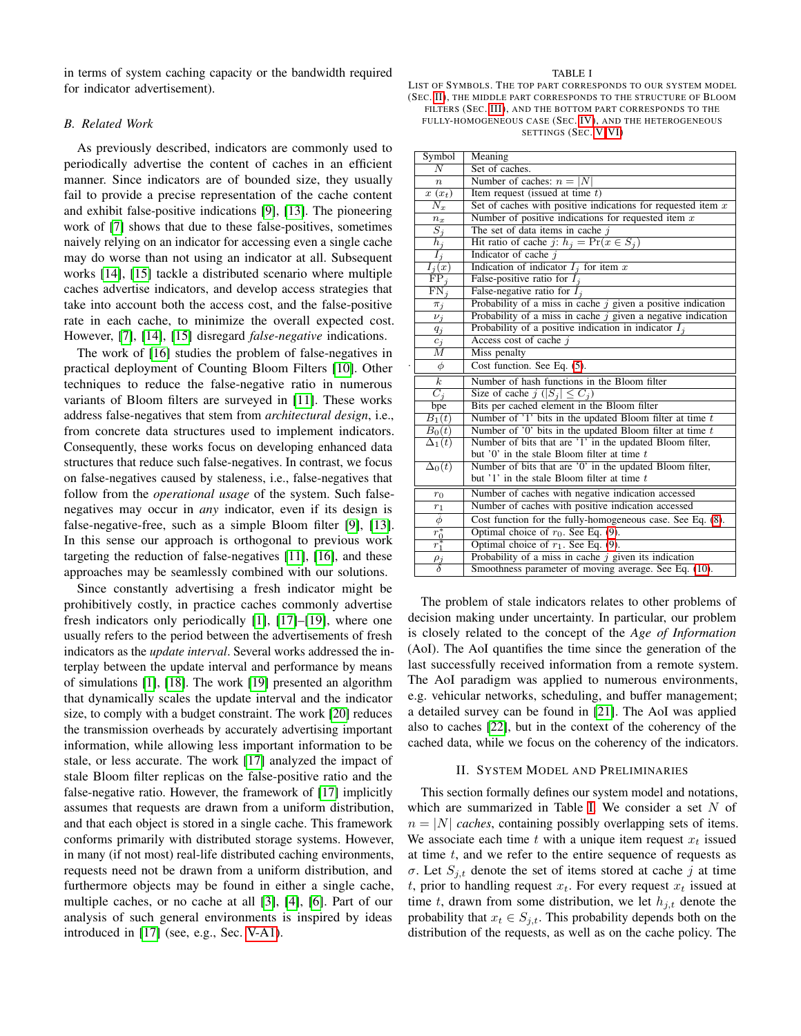in terms of system caching capacity or the bandwidth required for indicator advertisement).

### B. Related Work

As previously described, indicators are commonly used to periodically advertise the content of caches in an efficient manner. Since indicators are of bounded size, they usually fail to provide a precise representation of the cache content and exhibit false-positive indications [9], [13]. The pioneering work of [7] shows that due to these false-positives, sometimes naively relying on an indicator for accessing even a single cache may do worse than not using an indicator at all. Subsequent works [14], [15] tackle a distributed scenario where multiple caches advertise indicators, and develop access strategies that take into account both the access cost, and the false-positive rate in each cache, to minimize the overall expected cost. However, [7], [14], [15] disregard *false-negative* indications.

The work of [16] studies the problem of false-negatives in practical deployment of Counting Bloom Filters [10]. Other techniques to reduce the false-negative ratio in numerous variants of Bloom filters are surveyed in [11]. These works address false-negatives that stem from *architectural design*, i.e., from concrete data structures used to implement indicators. Consequently, these works focus on developing enhanced data structures that reduce such false-negatives. In contrast, we focus on false-negatives caused by staleness, i.e., false-negatives that follow from the *operational usage* of the system. Such false-negatives may occur in *any* indicator, even if its design is false-negative-free, such as a simple Bloom filter [9], [13]. In this sense our approach is orthogonal to previous work targeting the reduction of false-negatives [11], [16], and these approaches may be seamlessly combined with our solutions.

Since constantly advertising a fresh indicator might be prohibitively costly, in practice caches commonly advertise fresh indicators only periodically [1], [17]–[19], where one usually refers to the period between the advertisements of fresh indicators as the *update interval*. Several works addressed the interplay between the update interval and performance by means of simulations [1], [18]. The work [19] presented an algorithm that dynamically scales the update interval and the indicator size, to comply with a budget constraint. The work [20] reduces the transmission overheads by accurately advertising important information, while allowing less important information to be stale, or less accurate. The work [17] analyzed the impact of stale Bloom filter replicas on the false-positive ratio and the false-negative ratio. However, the framework of [17] implicitly assumes that requests are drawn from a uniform distribution, and that each object is stored in a single cache. This framework conforms primarily with distributed storage systems. However, in many (if not most) real-life distributed caching environments, requests need not be drawn from a uniform distribution, and furthermore objects may be found in either a single cache, multiple caches, or no cache at all [3], [4], [6]. Part of our analysis of such general environments is inspired by ideas introduced in [17] (see, e.g., Sec. V-A1).

TABLE I
LIST OF SYMBOLS. THE TOP PART CORRESPONDS TO OUR SYSTEM MODEL (SEC. II), THE MIDDLE PART CORRESPONDS TO THE STRUCTURE OF BLOOM FILTERS (SEC. III), AND THE BOTTOM PART CORRESPONDS TO THE FULLY-HOMOGENEOUS CASE (SEC. IV), AND THE HETEROGENEOUS SETTINGS (SEC. V–VI)

| Symbol | Meaning |
|---|---|
| $N$ | Set of caches. |
| $n$ | Number of caches: $n = \|N\|$ |
| $x$ $(x_t)$ | Item request (issued at time $t$) |
| $N_x$ | Set of caches with positive indications for requested item $x$ |
| $n_x$ | Number of positive indications for requested item $x$ |
| $S_j$ | The set of data items in cache $j$ |
| $h_j$ | Hit ratio of cache $j$: $h_j = \Pr(x \in S_j)$ |
| $I_j$ | Indicator of cache $j$ |
| $I_j(x)$ | Indication of indicator $I_j$ for item $x$ |
| $\text{FP}_j$ | False-positive ratio for $I_j$ |
| $\text{FN}_j$ | False-negative ratio for $I_j$ |
| $\pi_j$ | Probability of a miss in cache $j$ given a positive indication |
| $\nu_j$ | Probability of a miss in cache $j$ given a negative indication |
| $q_j$ | Probability of a positive indication in indicator $I_j$ |
| $c_j$ | Access cost of cache $j$ |
| $M$ | Miss penalty |
| $\phi$ | Cost function. See Eq. (5). |
| $k$ | Number of hash functions in the Bloom filter |
| $C_j$ | Size of cache $j$ ($\|S_j\| \leq C_j$) |
| bpe | Bits per cached element in the Bloom filter |
| $B_1(t)$ | Number of '1' bits in the updated Bloom filter at time $t$ |
| $B_0(t)$ | Number of '0' bits in the updated Bloom filter at time $t$ |
| $\Delta_1(t)$ | Number of bits that are '1' in the updated Bloom filter, but '0' in the stale Bloom filter at time $t$ |
| $\Delta_0(t)$ | Number of bits that are '0' in the updated Bloom filter, but '1' in the stale Bloom filter at time $t$ |
| $r_0$ | Number of caches with negative indication accessed |
| $r_1$ | Number of caches with positive indication accessed |
| $\phi$ | Cost function for the fully-homogeneous case. See Eq. (8). |
| $r_0^*$ | Optimal choice of $r_0$. See Eq. (9). |
| $r_1^*$ | Optimal choice of $r_1$. See Eq. (9). |
| $\rho_j$ | Probability of a miss in cache $j$ given its indication |
| $\delta$ | Smoothness parameter of moving average. See Eq. (10). |

The problem of stale indicators relates to other problems of decision making under uncertainty. In particular, our problem is closely related to the concept of the *Age of Information* (AoI). The AoI quantifies the time since the generation of the last successfully received information from a remote system. The AoI paradigm was applied to numerous environments, e.g. vehicular networks, scheduling, and buffer management; a detailed survey can be found in [21]. The AoI was applied also to caches [22], but in the context of the coherency of the cached data, while we focus on the coherency of the indicators.

## II. System Model and Preliminaries

This section formally defines our system model and notations, which are summarized in Table I. We consider a set $N$ of $n = |N|$ *caches*, containing possibly overlapping sets of items. We associate each time $t$ with a unique item request $x_t$ issued at time $t$, and we refer to the entire sequence of requests as $\sigma$. Let $S_{j,t}$ denote the set of items stored at cache $j$ at time $t$, prior to handling request $x_t$. For every request $x_t$ issued at time $t$, drawn from some distribution, we let $h_{j,t}$ denote the probability that $x_t \in S_{j,t}$. This probability depends both on the distribution of the requests, as well as on the cache policy. The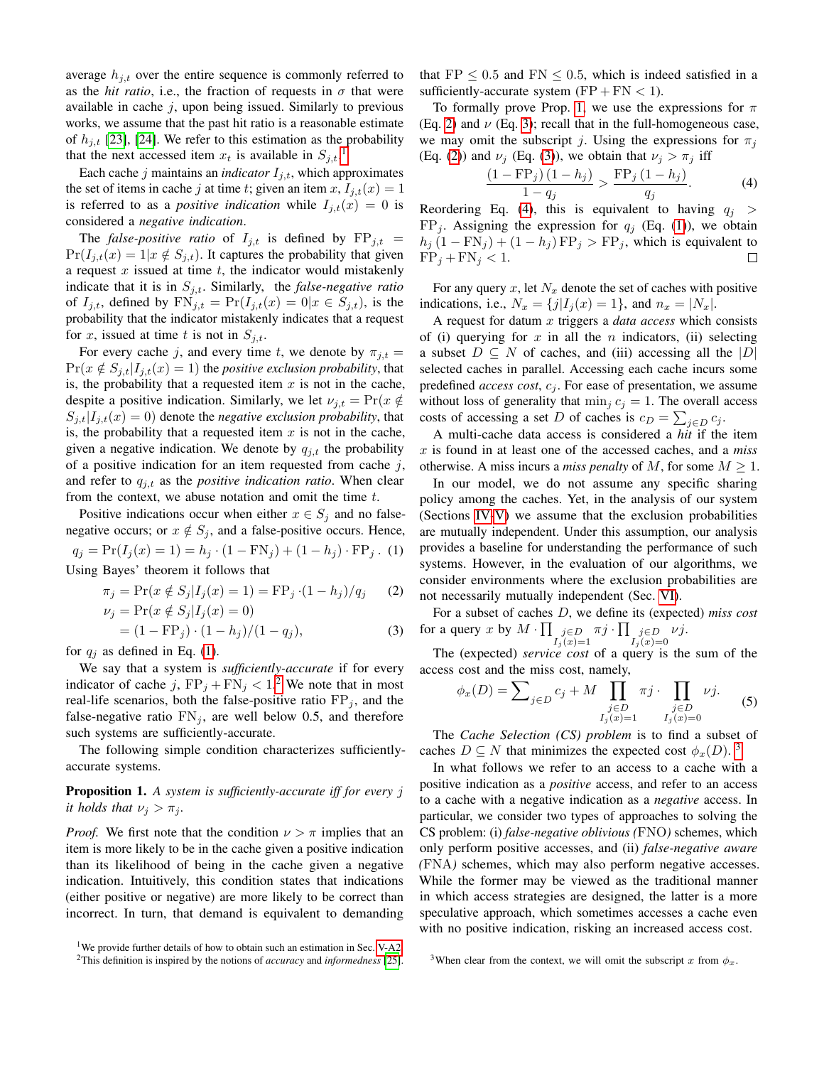average $h_{j,t}$ over the entire sequence is commonly referred to as the *hit ratio*, i.e., the fraction of requests in $\sigma$ that were available in cache $j$, upon being issued. Similarly to previous works, we assume that the past hit ratio is a reasonable estimation of $h_{j,t}$ [23], [24]. We refer to this estimation as the probability that the next accessed item $x_t$ is available in $S_{j,t}$.[1]

Each cache $j$ maintains an *indicator* $I_{j,t}$, which approximates the set of items in cache $j$ at time $t$; given an item $x$, $I_{j,t}(x) = 1$ is referred to as a *positive indication* while $I_{j,t}(x) = 0$ is considered a *negative indication*.

The *false-positive ratio* of $I_{j,t}$ is defined by $\mathrm{FP}_{j,t} = \Pr(I_{j,t}(x) = 1 | x \notin S_{j,t})$. It captures the probability that given a request $x$ issued at time $t$, the indicator would mistakenly indicate that it is in $S_{j,t}$. Similarly, the *false-negative ratio* of $I_{j,t}$, defined by $\mathrm{FN}_{j,t} = \Pr(I_{j,t}(x) = 0 | x \in S_{j,t})$, is the probability that the indicator mistakenly indicates that a request for $x$, issued at time $t$ is not in $S_{j,t}$.

For every cache $j$, and every time $t$, we denote by $\pi_{j,t} = \Pr(x \notin S_{j,t} | I_{j,t}(x) = 1)$ the *positive exclusion probability*, that is, the probability that a requested item $x$ is not in the cache, despite a positive indication. Similarly, we let $\nu_{j,t} = \Pr(x \notin S_{j,t} | I_{j,t}(x) = 0)$ denote the *negative exclusion probability*, that is, the probability that a requested item $x$ is not in the cache, given a negative indication. We denote by $q_{j,t}$ the probability of a positive indication for an item requested from cache $j$, and refer to $q_{j,t}$ as the *positive indication ratio*. When clear from the context, we abuse notation and omit the time $t$.

Positive indications occur when either $x \in S_j$ and no false-negative occurs; or $x \notin S_j$, and a false-positive occurs. Hence,

$$q_j = \Pr(I_j(x) = 1) = h_j \cdot (1 - \mathrm{FN}_j) + (1 - h_j) \cdot \mathrm{FP}_j \,. \quad (1)$$

Using Bayes' theorem it follows that

$$\pi_j = \Pr(x \notin S_j | I_j(x) = 1) = \mathrm{FP}_j \cdot (1 - h_j)/q_j \quad (2)$$

$$\begin{aligned} \nu_j &= \Pr(x \notin S_j | I_j(x) = 0) \\ &= (1 - \mathrm{FP}_j) \cdot (1 - h_j)/(1 - q_j), \end{aligned} \quad (3)$$

for $q_j$ as defined in Eq. (1).

We say that a system is *sufficiently-accurate* if for every indicator of cache $j$, $\mathrm{FP}_j + \mathrm{FN}_j < 1$.[2] We note that in most real-life scenarios, both the false-positive ratio $\mathrm{FP}_j$, and the false-negative ratio $\mathrm{FN}_j$, are well below 0.5, and therefore such systems are sufficiently-accurate.

The following simple condition characterizes sufficiently-accurate systems.

**Proposition 1.** *A system is sufficiently-accurate iff for every $j$ it holds that $\nu_j > \pi_j$.*

*Proof.* We first note that the condition $\nu > \pi$ implies that an item is more likely to be in the cache given a positive indication than its likelihood of being in the cache given a negative indication. Intuitively, this condition states that indications (either positive or negative) are more likely to be correct than incorrect. In turn, that demand is equivalent to demanding that $\mathrm{FP} \leq 0.5$ and $\mathrm{FN} \leq 0.5$, which is indeed satisfied in a sufficiently-accurate system ($\mathrm{FP} + \mathrm{FN} < 1$).

To formally prove Prop. 1, we use the expressions for $\pi$ (Eq. 2) and $\nu$ (Eq. 3); recall that in the full-homogeneous case, we may omit the subscript $j$. Using the expressions for $\pi_j$ (Eq. (2)) and $\nu_j$ (Eq. (3)), we obtain that $\nu_j > \pi_j$ iff

$$\frac{(1 - \mathrm{FP}_j)\,(1 - h_j)}{1 - q_j} > \frac{\mathrm{FP}_j\,(1 - h_j)}{q_j}. \quad (4)$$

Reordering Eq. (4), this is equivalent to having $q_j > \mathrm{FP}_j$. Assigning the expression for $q_j$ (Eq. (1)), we obtain $h_j\,(1 - \mathrm{FN}_j) + (1 - h_j)\,\mathrm{FP}_j > \mathrm{FP}_j$, which is equivalent to $\mathrm{FP}_j + \mathrm{FN}_j < 1$. $\square$

For any query $x$, let $N_x$ denote the set of caches with positive indications, i.e., $N_x = \{j | I_j(x) = 1\}$, and $n_x = |N_x|$.

A request for datum $x$ triggers a *data access* which consists of (i) querying for $x$ in all the $n$ indicators, (ii) selecting a subset $D \subseteq N$ of caches, and (iii) accessing all the $|D|$ selected caches in parallel. Accessing each cache incurs some predefined *access cost*, $c_j$. For ease of presentation, we assume without loss of generality that $\min_j c_j = 1$. The overall access costs of accessing a set $D$ of caches is $c_D = \sum_{j \in D} c_j$.

A multi-cache data access is considered a *hit* if the item $x$ is found in at least one of the accessed caches, and a *miss* otherwise. A miss incurs a *miss penalty* of $M$, for some $M \geq 1$.

In our model, we do not assume any specific sharing policy among the caches. Yet, in the analysis of our system (Sections IV-V) we assume that the exclusion probabilities are mutually independent. Under this assumption, our analysis provides a baseline for understanding the performance of such systems. However, in the evaluation of our algorithms, we consider environments where the exclusion probabilities are not necessarily mutually independent (Sec. VI).

For a subset of caches $D$, we define its (expected) *miss cost* for a query $x$ by $M \cdot \prod_{\substack{j \in D \\ I_j(x)=1}} \pi j \cdot \prod_{\substack{j \in D \\ I_j(x)=0}} \nu j$.

The (expected) *service cost* of a query is the sum of the access cost and the miss cost, namely,

$$\phi_x(D) = \sum\nolimits_{j \in D} c_j + M \prod_{\substack{j \in D \\ I_j(x)=1}} \pi j \cdot \prod_{\substack{j \in D \\ I_j(x)=0}} \nu j. \quad (5)$$

The *Cache Selection (CS) problem* is to find a subset of caches $D \subseteq N$ that minimizes the expected cost $\phi_x(D)$.[3]

In what follows we refer to an access to a cache with a positive indication as a *positive* access, and refer to an access to a cache with a negative indication as a *negative* access. In particular, we consider two types of approaches to solving the CS problem: (i) *false-negative oblivious (*FNO*)* schemes, which only perform positive accesses, and (ii) *false-negative aware (*FNA*)* schemes, which may also perform negative accesses. While the former may be viewed as the traditional manner in which access strategies are designed, the latter is a more speculative approach, which sometimes accesses a cache even with no positive indication, risking an increased access cost.

[1] We provide further details of how to obtain such an estimation in Sec. V-A2.

[2] This definition is inspired by the notions of *accuracy* and *informedness* [25].

[3] When clear from the context, we will omit the subscript $x$ from $\phi_x$.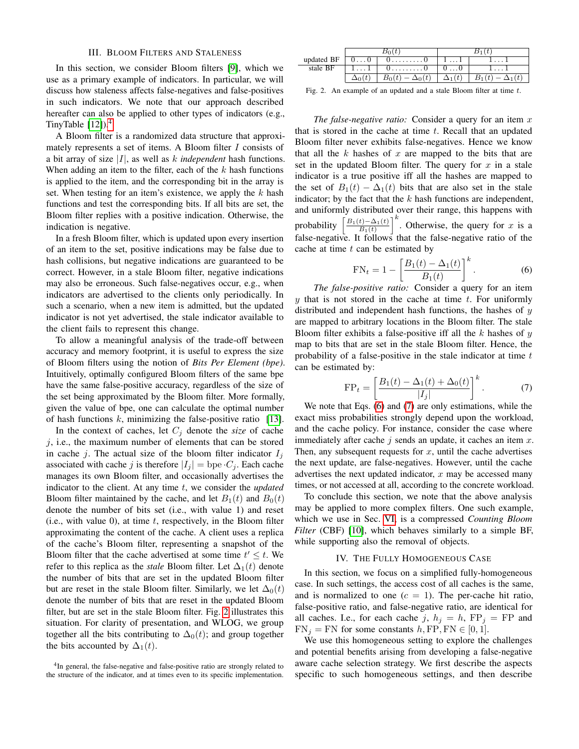## III. Bloom Filters and Staleness

In this section, we consider Bloom filters [9], which we use as a primary example of indicators. In particular, we will discuss how staleness affects false-negatives and false-positives in such indicators. We note that our approach described hereafter can also be applied to other types of indicators (e.g., TinyTable [12]).[4]

A Bloom filter is a randomized data structure that approximately represents a set of items. A Bloom filter $I$ consists of a bit array of size $|I|$, as well as $k$ *independent* hash functions. When adding an item to the filter, each of the $k$ hash functions is applied to the item, and the corresponding bit in the array is set. When testing for an item's existence, we apply the $k$ hash functions and test the corresponding bits. If all bits are set, the Bloom filter replies with a positive indication. Otherwise, the indication is negative.

In a fresh Bloom filter, which is updated upon every insertion of an item to the set, positive indications may be false due to hash collisions, but negative indications are guaranteed to be correct. However, in a stale Bloom filter, negative indications may also be erroneous. Such false-negatives occur, e.g., when indicators are advertised to the clients only periodically. In such a scenario, when a new item is admitted, but the updated indicator is not yet advertised, the stale indicator available to the client fails to represent this change.

To allow a meaningful analysis of the trade-off between accuracy and memory footprint, it is useful to express the size of Bloom filters using the notion of *Bits Per Element (bpe)*. Intuitively, optimally configured Bloom filters of the same bpe have the same false-positive accuracy, regardless of the size of the set being approximated by the Bloom filter. More formally, given the value of bpe, one can calculate the optimal number of hash functions $k$, minimizing the false-positive ratio [13].

In the context of caches, let $C_j$ denote the *size* of cache $j$, i.e., the maximum number of elements that can be stored in cache $j$. The actual size of the bloom filter indicator $I_j$ associated with cache $j$ is therefore $|I_j| = \text{bpe} \cdot C_j$. Each cache manages its own Bloom filter, and occasionally advertises the indicator to the client. At any time $t$, we consider the *updated* Bloom filter maintained by the cache, and let $B_1(t)$ and $B_0(t)$ denote the number of bits set (i.e., with value 1) and reset (i.e., with value 0), at time $t$, respectively, in the Bloom filter approximating the content of the cache. A client uses a replica of the cache's Bloom filter, representing a snapshot of the Bloom filter that the cache advertised at some time $t' \leq t$. We refer to this replica as the *stale* Bloom filter. Let $\Delta_1(t)$ denote the number of bits that are set in the updated Bloom filter but are reset in the stale Bloom filter. Similarly, we let $\Delta_0(t)$ denote the number of bits that are reset in the updated Bloom filter, but are set in the stale Bloom filter. Fig. 2 illustrates this situation. For clarity of presentation, and WLOG, we group together all the bits contributing to $\Delta_0(t)$; and group together the bits accounted by $\Delta_1(t)$.

|  | $B_0(t)$ |  | $B_1(t)$ |  |
|---|---|---|---|---|
| updated BF | $0\dots0$ | $0\dots\dots\dots0$ | $1\dots1$ | $1\dots1$ |
| stale BF | $1\dots1$ | $0\dots\dots\dots0$ | $0\dots0$ | $1\dots1$ |
|  | $\Delta_0(t)$ | $B_0(t)-\Delta_0(t)$ | $\Delta_1(t)$ | $B_1(t)-\Delta_1(t)$ |

Fig. 2. An example of an updated and a stale Bloom filter at time $t$.

*The false-negative ratio:* Consider a query for an item $x$ that is stored in the cache at time $t$. Recall that an updated Bloom filter never exhibits false-negatives. Hence we know that all the $k$ hashes of $x$ are mapped to the bits that are set in the updated Bloom filter. The query for $x$ in a stale indicator is a true positive iff all the hashes are mapped to the set of $B_1(t) - \Delta_1(t)$ bits that are also set in the stale indicator; by the fact that the $k$ hash functions are independent, and uniformly distributed over their range, this happens with probability $\left[\frac{B_1(t)-\Delta_1(t)}{B_1(t)}\right]^k$. Otherwise, the query for $x$ is a false-negative. It follows that the false-negative ratio of the cache at time $t$ can be estimated by

$$\text{FN}_t = 1 - \left[\frac{B_1(t)-\Delta_1(t)}{B_1(t)}\right]^k. \tag{6}$$

*The false-positive ratio:* Consider a query for an item $y$ that is not stored in the cache at time $t$. For uniformly distributed and independent hash functions, the hashes of $y$ are mapped to arbitrary locations in the Bloom filter. The stale Bloom filter exhibits a false-positive iff all the $k$ hashes of $y$ map to bits that are set in the stale Bloom filter. Hence, the probability of a false-positive in the stale indicator at time $t$ can be estimated by:

$$\text{FP}_t = \left[\frac{B_1(t)-\Delta_1(t)+\Delta_0(t)}{|I_j|}\right]^k. \tag{7}$$

We note that Eqs. (6) and (7) are only estimations, while the exact miss probabilities strongly depend upon the workload, and the cache policy. For instance, consider the case where immediately after cache $j$ sends an update, it caches an item $x$. Then, any subsequent requests for $x$, until the cache advertises the next update, are false-negatives. However, until the cache advertises the next updated indicator, $x$ may be accessed many times, or not accessed at all, according to the concrete workload.

To conclude this section, we note that the above analysis may be applied to more complex filters. One such example, which we use in Sec. VI, is a compressed *Counting Bloom Filter* (CBF) [10], which behaves similarly to a simple BF, while supporting also the removal of objects.

## IV. The Fully Homogeneous Case

In this section, we focus on a simplified fully-homogeneous case. In such settings, the access cost of all caches is the same, and is normalized to one ($c = 1$). The per-cache hit ratio, false-positive ratio, and false-negative ratio, are identical for all caches. I.e., for each cache $j$, $h_j = h$, $\text{FP}_j = \text{FP}$ and $\text{FN}_j = \text{FN}$ for some constants $h, \text{FP}, \text{FN} \in [0, 1]$.

We use this homogeneous setting to explore the challenges and potential benefits arising from developing a false-negative aware cache selection strategy. We first describe the aspects specific to such homogeneous settings, and then describe

[4] In general, the false-negative and false-positive ratio are strongly related to the structure of the indicator, and at times even to its specific implementation.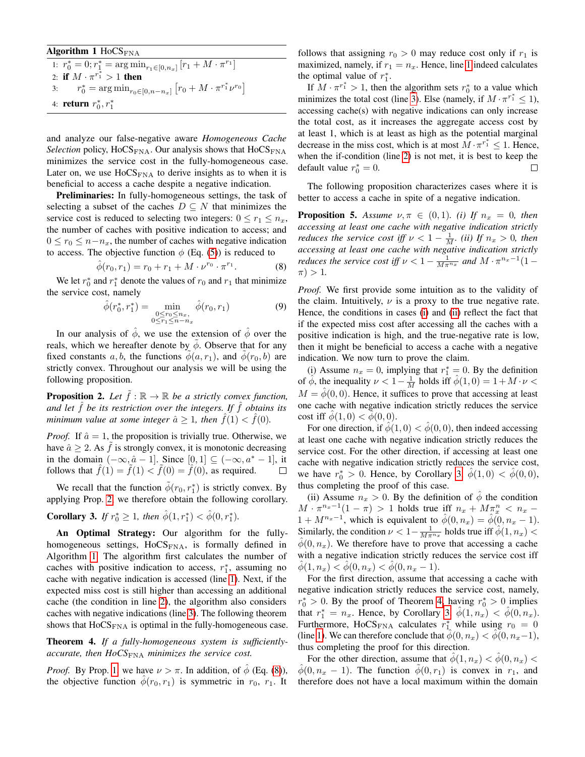**Algorithm 1** $\text{HoCS}_{\text{FNA}}$

```
1: r_0^* = 0; r_1^* = arg min_{r_1 ∈ [0, n_x]} [r_1 + M · π^{r_1}]
2: if M · π^{r_1^*} > 1 then
3:     r_0^* = arg min_{r_0 ∈ [0, n − n_x]} [r_0 + M · π^{r_1^*} ν^{r_0}]
4: return r_0^*, r_1^*
```

and analyze our false-negative aware *Homogeneous Cache Selection* policy, $\text{HoCS}_{\text{FNA}}$. Our analysis shows that $\text{HoCS}_{\text{FNA}}$ minimizes the service cost in the fully-homogeneous case. Later on, we use $\text{HoCS}_{\text{FNA}}$ to derive insights as to when it is beneficial to access a cache despite a negative indication.

**Preliminaries:** In fully-homogeneous settings, the task of selecting a subset of the caches $D \subseteq N$ that minimizes the service cost is reduced to selecting two integers: $0 \leq r_1 \leq n_x$, the number of caches with positive indication to access; and $0 \leq r_0 \leq n - n_x$, the number of caches with negative indication to access. The objective function $\phi$ (Eq. (5)) is reduced to

$$\hat{\phi}(r_0, r_1) = r_0 + r_1 + M \cdot \nu^{r_0} \cdot \pi^{r_1}. \tag{8}$$

We let $r_0^*$ and $r_1^*$ denote the values of $r_0$ and $r_1$ that minimize the service cost, namely

$$\hat{\phi}(r_0^*, r_1^*) = \min_{\substack{0 \leq r_0 \leq n_x, \\ 0 \leq r_1 \leq n - n_x}} \hat{\phi}(r_0, r_1) \tag{9}$$

In our analysis of $\hat{\phi}$, we use the extension of $\hat{\phi}$ over the reals, which we hereafter denote by $\tilde{\phi}$. Observe that for any fixed constants $a, b$, the functions $\tilde{\phi}(a, r_1)$, and $\tilde{\phi}(r_0, b)$ are strictly convex. Throughout our analysis we will be using the following proposition.

**Proposition 2.** *Let $\tilde{f} : \mathbb{R} \to \mathbb{R}$ be a strictly convex function, and let $\hat{f}$ be its restriction over the integers. If $\hat{f}$ obtains its minimum value at some integer $\hat{a} \geq 1$, then $\hat{f}(1) < \hat{f}(0)$.*

*Proof.* If $\hat{a} = 1$, the proposition is trivially true. Otherwise, we have $\hat{a} \geq 2$. As $\tilde{f}$ is strongly convex, it is monotonic decreasing in the domain $(-\infty, \hat{a} - 1]$. Since $[0, 1] \subseteq (-\infty, a^* - 1]$, it follows that $\hat{f}(1) = \tilde{f}(1) < \tilde{f}(0) = \hat{f}(0)$, as required. □

We recall that the function $\tilde{\phi}(r_0, r_1^*)$ is strictly convex. By applying Prop. 2, we therefore obtain the following corollary.

**Corollary 3.** *If $r_0^* \geq 1$, then $\hat{\phi}(1, r_1^*) < \hat{\phi}(0, r_1^*)$.*

**An Optimal Strategy:** Our algorithm for the fully-homogeneous settings, $\text{HoCS}_{\text{FNA}}$, is formally defined in Algorithm 1. The algorithm first calculates the number of caches with positive indication to access, $r_1^*$, assuming no cache with negative indication is accessed (line 1). Next, if the expected miss cost is still higher than accessing an additional cache (the condition in line 2), the algorithm also considers caches with negative indications (line 3). The following theorem shows that $\text{HoCS}_{\text{FNA}}$ is optimal in the fully-homogeneous case.

**Theorem 4.** *If a fully-homogeneous system is sufficiently-accurate, then $\text{HoCS}_{\text{FNA}}$ minimizes the service cost.*

*Proof.* By Prop. 1 we have $\nu > \pi$. In addition, of $\hat{\phi}$ (Eq. (8)), the objective function $\hat{\phi}(r_0, r_1)$ is symmetric in $r_0$, $r_1$. It follows that assigning $r_0 > 0$ may reduce cost only if $r_1$ is maximized, namely, if $r_1 = n_x$. Hence, line 1 indeed calculates the optimal value of $r_1^*$.

If $M \cdot \pi^{r_1^*} > 1$, then the algorithm sets $r_0^*$ to a value which minimizes the total cost (line 3). Else (namely, if $M \cdot \pi^{r_1^*} \leq 1$), accessing cache(s) with negative indications can only increase the total cost, as it increases the aggregate access cost by at least 1, which is at least as high as the potential marginal decrease in the miss cost, which is at most $M \cdot \pi^{r_1^*} \leq 1$. Hence, when the if-condition (line 2) is not met, it is best to keep the default value $r_0^* = 0$. □

The following proposition characterizes cases where it is better to access a cache in spite of a negative indication.

**Proposition 5.** *Assume $\nu, \pi \in (0, 1)$. (i) If $n_x = 0$, then accessing at least one cache with negative indication strictly reduces the service cost iff $\nu < 1 - \frac{1}{M}$. (ii) If $n_x > 0$, then accessing at least one cache with negative indication strictly reduces the service cost iff $\nu < 1 - \frac{1}{M\pi^{n_x}}$ and $M \cdot \pi^{n_x - 1}(1 - \pi) > 1$.*

*Proof.* We first provide some intuition as to the validity of the claim. Intuitively, $\nu$ is a proxy to the true negative rate. Hence, the conditions in cases (i) and (ii) reflect the fact that if the expected miss cost after accessing all the caches with a positive indication is high, and the true-negative rate is low, then it might be beneficial to access a cache with a negative indication. We now turn to prove the claim.

(i) Assume $n_x = 0$, implying that $r_1^* = 0$. By the definition of $\hat{\phi}$, the inequality $\nu < 1 - \frac{1}{M}$ holds iff $\hat{\phi}(1, 0) = 1 + M \cdot \nu < M = \hat{\phi}(0, 0)$. Hence, it suffices to prove that accessing at least one cache with negative indication strictly reduces the service cost iff $\hat{\phi}(1, 0) < \hat{\phi}(0, 0)$.

For one direction, if $\hat{\phi}(1, 0) < \hat{\phi}(0, 0)$, then indeed accessing at least one cache with negative indication strictly reduces the service cost. For the other direction, if accessing at least one cache with negative indication strictly reduces the service cost, we have $r_0^* > 0$. Hence, by Corollary 3 $\hat{\phi}(1, 0) < \hat{\phi}(0, 0)$, thus completing the proof of this case.

(ii) Assume $n_x > 0$. By the definition of $\hat{\phi}$ the condition $M \cdot \pi^{n_x - 1}(1 - \pi) > 1$ holds true iff $n_x + M\pi_x^n < n_x - 1 + M^{n_x - 1}$, which is equivalent to $\hat{\phi}(0, n_x) = \hat{\phi}(0, n_x - 1)$. Similarly, the condition $\nu < 1 - \frac{1}{M\pi^{n_x}}$ holds true iff $\hat{\phi}(1, n_x) < \hat{\phi}(0, n_x)$. We therefore have to prove that accessing a cache with a negative indication strictly reduces the service cost iff $\hat{\phi}(1, n_x) < \hat{\phi}(0, n_x) < \hat{\phi}(0, n_x - 1)$.

For the first direction, assume that accessing a cache with negative indication strictly reduces the service cost, namely, $r_0^* > 0$. By the proof of Theorem 4, having $r_0^* > 0$ implies that $r_1^* = n_x$. Hence, by Corollary 3 $\hat{\phi}(1, n_x) < \hat{\phi}(0, n_x)$. Furthermore, $\text{HoCS}_{\text{FNA}}$ calculates $r_1^*$ while using $r_0 = 0$ (line 1). We can therefore conclude that $\hat{\phi}(0, n_x) < \hat{\phi}(0, n_x - 1)$, thus completing the proof for this direction.

For the other direction, assume that $\hat{\phi}(1, n_x) < \hat{\phi}(0, n_x) < \hat{\phi}(0, n_x - 1)$. The function $\tilde{\phi}(0, r_1)$ is convex in $r_1$, and therefore does not have a local maximum within the domain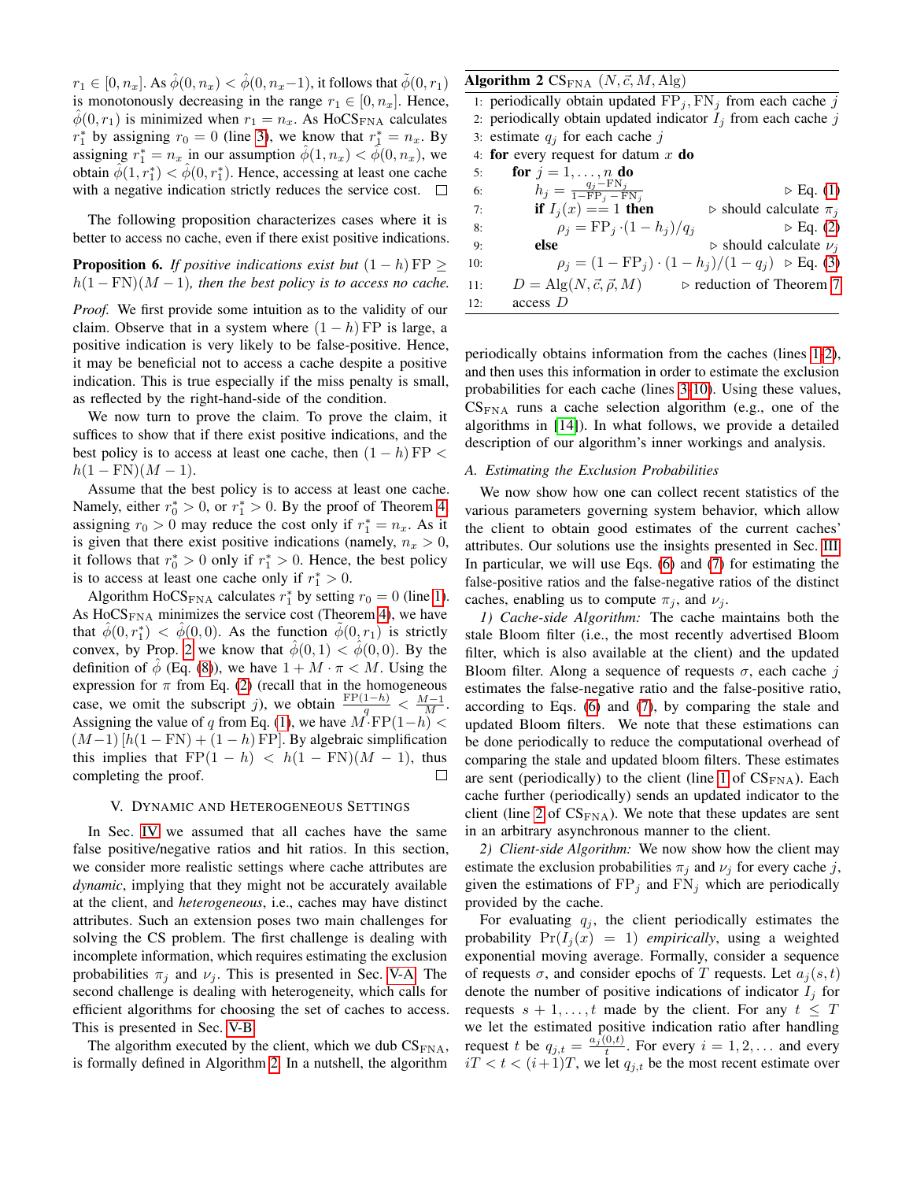$r_1 \in [0, n_x]$. As $\hat{\phi}(0, n_x) < \hat{\phi}(0, n_x - 1)$, it follows that $\tilde{\phi}(0, r_1)$ is monotonously decreasing in the range $r_1 \in [0, n_x]$. Hence, $\hat{\phi}(0, r_1)$ is minimized when $r_1 = n_x$. As HoCS$_{\text{FNA}}$ calculates $r_1^*$ by assigning $r_0 = 0$ (line 3), we know that $r_1^* = n_x$. By assigning $r_1^* = n_x$ in our assumption $\hat{\phi}(1, n_x) < \hat{\phi}(0, n_x)$, we obtain $\hat{\phi}(1, r_1^*) < \hat{\phi}(0, r_1^*)$. Hence, accessing at least one cache with a negative indication strictly reduces the service cost. □

The following proposition characterizes cases where it is better to access no cache, even if there exist positive indications.

**Proposition 6.** *If positive indications exist but* $(1 - h)\,\text{FP} \geq h(1 - \text{FN})(M - 1)$*, then the best policy is to access no cache.*

*Proof.* We first provide some intuition as to the validity of our claim. Observe that in a system where $(1 - h)\,\text{FP}$ is large, a positive indication is very likely to be false-positive. Hence, it may be beneficial not to access a cache despite a positive indication. This is true especially if the miss penalty is small, as reflected by the right-hand-side of the condition.

We now turn to prove the claim. To prove the claim, it suffices to show that if there exist positive indications, and the best policy is to access at least one cache, then $(1 - h)\,\text{FP} < h(1 - \text{FN})(M - 1)$.

Assume that the best policy is to access at least one cache. Namely, either $r_0^* > 0$, or $r_1^* > 0$. By the proof of Theorem 4, assigning $r_0 > 0$ may reduce the cost only if $r_1^* = n_x$. As it is given that there exist positive indications (namely, $n_x > 0$, it follows that $r_0^* > 0$ only if $r_1^* > 0$. Hence, the best policy is to access at least one cache only if $r_1^* > 0$.

Algorithm HoCS$_{\text{FNA}}$ calculates $r_1^*$ by setting $r_0 = 0$ (line 1). As HoCS$_{\text{FNA}}$ minimizes the service cost (Theorem 4), we have that $\hat{\phi}(0, r_1^*) < \hat{\phi}(0, 0)$. As the function $\tilde{\phi}(0, r_1)$ is strictly convex, by Prop. 2 we know that $\hat{\phi}(0, 1) < \hat{\phi}(0, 0)$. By the definition of $\hat{\phi}$ (Eq. (8)), we have $1 + M \cdot \pi < M$. Using the expression for $\pi$ from Eq. (2) (recall that in the homogeneous case, we omit the subscript $j$), we obtain $\frac{\text{FP}(1-h)}{q} < \frac{M-1}{M}$. Assigning the value of $q$ from Eq. (1), we have $M \cdot \text{FP}(1 - h) < (M - 1)\left[h(1 - \text{FN}) + (1 - h)\,\text{FP}\right]$. By algebraic simplification this implies that $\text{FP}(1 - h) < h(1 - \text{FN})(M - 1)$, thus completing the proof. □

## V. Dynamic and Heterogeneous Settings

In Sec. IV we assumed that all caches have the same false positive/negative ratios and hit ratios. In this section, we consider more realistic settings where cache attributes are *dynamic*, implying that they might not be accurately available at the client, and *heterogeneous*, i.e., caches may have distinct attributes. Such an extension poses two main challenges for solving the CS problem. The first challenge is dealing with incomplete information, which requires estimating the exclusion probabilities $\pi_j$ and $\nu_j$. This is presented in Sec. V-A. The second challenge is dealing with heterogeneity, which calls for efficient algorithms for choosing the set of caches to access. This is presented in Sec. V-B.

The algorithm executed by the client, which we dub CS$_{\text{FNA}}$, is formally defined in Algorithm 2. In a nutshell, the algorithm periodically obtains information from the caches (lines 1-2), and then uses this information in order to estimate the exclusion probabilities for each cache (lines 3-10). Using these values, CS$_{\text{FNA}}$ runs a cache selection algorithm (e.g., one of the algorithms in [14]). In what follows, we provide a detailed description of our algorithm's inner workings and analysis.

**Algorithm 2** CS$_{\text{FNA}}$ $(N, \vec{c}, M, \text{Alg})$

```
1:  periodically obtain updated FP_j, FN_j from each cache j
2:  periodically obtain updated indicator I_j from each cache j
3:  estimate q_j for each cache j
4:  for every request for datum x do
5:      for j = 1, ..., n do
6:          h_j = (q_j − FN_j)/(1 − FP_j − FN_j)            ▷ Eq. (1)
7:          if I_j(x) == 1 then                              ▷ should calculate π_j
8:              ρ_j = FP_j · (1 − h_j)/q_j                   ▷ Eq. (2)
9:          else                                             ▷ should calculate ν_j
10:             ρ_j = (1 − FP_j) · (1 − h_j)/(1 − q_j)       ▷ Eq. (3)
11:     D = Alg(N, c⃗, ρ⃗, M)                                  ▷ reduction of Theorem 7
12:     access D
```

### A. Estimating the Exclusion Probabilities

We now show how one can collect recent statistics of the various parameters governing system behavior, which allow the client to obtain good estimates of the current caches' attributes. Our solutions use the insights presented in Sec. III. In particular, we will use Eqs. (6) and (7) for estimating the false-positive ratios and the false-negative ratios of the distinct caches, enabling us to compute $\pi_j$, and $\nu_j$.

*1) Cache-side Algorithm:* The cache maintains both the stale Bloom filter (i.e., the most recently advertised Bloom filter, which is also available at the client) and the updated Bloom filter. Along a sequence of requests $\sigma$, each cache $j$ estimates the false-negative ratio and the false-positive ratio, according to Eqs. (6) and (7), by comparing the stale and updated Bloom filters. We note that these estimations can be done periodically to reduce the computational overhead of comparing the stale and updated bloom filters. These estimates are sent (periodically) to the client (line 1 of CS$_{\text{FNA}}$). Each cache further (periodically) sends an updated indicator to the client (line 2 of CS$_{\text{FNA}}$). We note that these updates are sent in an arbitrary asynchronous manner to the client.

*2) Client-side Algorithm:* We now show how the client may estimate the exclusion probabilities $\pi_j$ and $\nu_j$ for every cache $j$, given the estimations of $\text{FP}_j$ and $\text{FN}_j$ which are periodically provided by the cache.

For evaluating $q_j$, the client periodically estimates the probability $\Pr(I_j(x) = 1)$ *empirically*, using a weighted exponential moving average. Formally, consider a sequence of requests $\sigma$, and consider epochs of $T$ requests. Let $a_j(s, t)$ denote the number of positive indications of indicator $I_j$ for requests $s + 1, \ldots, t$ made by the client. For any $t \leq T$ we let the estimated positive indication ratio after handling request $t$ be $q_{j,t} = \frac{a_j(0,t)}{t}$. For every $i = 1, 2, \ldots$ and every $iT < t < (i+1)T$, we let $q_{j,t}$ be the most recent estimate over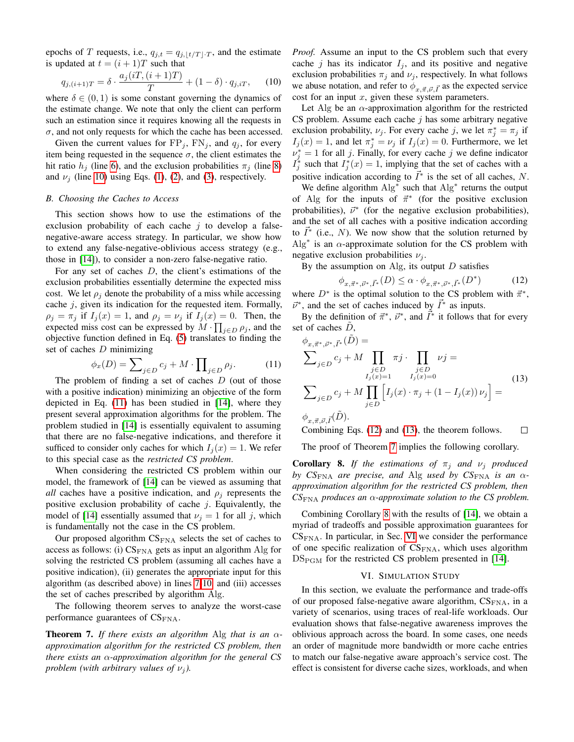epochs of $T$ requests, i.e., $q_{j,t} = q_{j,\lfloor t/T \rfloor \cdot T}$, and the estimate is updated at $t = (i+1)T$ such that

$$q_{j,(i+1)T} = \delta \cdot \frac{a_j(iT, (i+1)T)}{T} + (1 - \delta) \cdot q_{j,iT}, \qquad (10)$$

where $\delta \in (0, 1)$ is some constant governing the dynamics of the estimate change. We note that only the client can perform such an estimation since it requires knowing all the requests in $\sigma$, and not only requests for which the cache has been accessed.

Given the current values for $\text{FP}_j$, $\text{FN}_j$, and $q_j$, for every item being requested in the sequence $\sigma$, the client estimates the hit ratio $h_j$ (line 6), and the exclusion probabilities $\pi_j$ (line 8) and $\nu_j$ (line 10) using Eqs. (1), (2), and (3), respectively.

### B. Choosing the Caches to Access

This section shows how to use the estimations of the exclusion probability of each cache $j$ to develop a false-negative-aware access strategy. In particular, we show how to extend any false-negative-oblivious access strategy (e.g., those in [14]), to consider a non-zero false-negative ratio.

For any set of caches $D$, the client's estimations of the exclusion probabilities essentially determine the expected miss cost. We let $\rho_j$ denote the probability of a miss while accessing cache $j$, given its indication for the requested item. Formally, $\rho_j = \pi_j$ if $I_j(x) = 1$, and $\rho_j = \nu_j$ if $I_j(x) = 0$. Then, the expected miss cost can be expressed by $M \cdot \prod_{j \in D} \rho_j$, and the objective function defined in Eq. (5) translates to finding the set of caches $D$ minimizing

$$\phi_x(D) = \sum\nolimits_{j \in D} c_j + M \cdot \prod\nolimits_{j \in D} \rho_j. \qquad (11)$$

The problem of finding a set of caches $D$ (out of those with a positive indication) minimizing an objective of the form depicted in Eq. (11) has been studied in [14], where they present several approximation algorithms for the problem. The problem studied in [14] is essentially equivalent to assuming that there are no false-negative indications, and therefore it sufficed to consider only caches for which $I_j(x) = 1$. We refer to this special case as the *restricted CS problem*.

When considering the restricted CS problem within our model, the framework of [14] can be viewed as assuming that *all* caches have a positive indication, and $\rho_j$ represents the positive exclusion probability of cache $j$. Equivalently, the model of [14] essentially assumed that $\nu_j = 1$ for all $j$, which is fundamentally not the case in the CS problem.

Our proposed algorithm $\text{CS}_{\text{FNA}}$ selects the set of caches to access as follows: (i) $\text{CS}_{\text{FNA}}$ gets as input an algorithm Alg for solving the restricted CS problem (assuming all caches have a positive indication), (ii) generates the appropriate input for this algorithm (as described above) in lines 7-10, and (iii) accesses the set of caches prescribed by algorithm Alg.

The following theorem serves to analyze the worst-case performance guarantees of $\text{CS}_{\text{FNA}}$.

**Theorem 7.** *If there exists an algorithm* Alg *that is an $\alpha$-approximation algorithm for the restricted CS problem, then there exists an $\alpha$-approximation algorithm for the general CS problem (with arbitrary values of $\nu_j$).*

*Proof.* Assume an input to the CS problem such that every cache $j$ has its indicator $I_j$, and its positive and negative exclusion probabilities $\pi_j$ and $\nu_j$, respectively. In what follows we abuse notation, and refer to $\phi_{x,\vec{\pi},\vec{\nu},\vec{I}}$ as the expected service cost for an input $x$, given these system parameters.

Let Alg be an $\alpha$-approximation algorithm for the restricted CS problem. Assume each cache $j$ has some arbitrary negative exclusion probability, $\nu_j$. For every cache $j$, we let $\pi^*_j = \pi_j$ if $I_j(x) = 1$, and let $\pi^*_j = \nu_j$ if $I_j(x) = 0$. Furthermore, we let $\nu^*_j = 1$ for all $j$. Finally, for every cache $j$ we define indicator $I^*_j$ such that $I^*_j(x) = 1$, implying that the set of caches with a positive indication according to $\vec{I}^*$ is the set of all caches, $N$.

We define algorithm $\text{Alg}^*$ such that $\text{Alg}^*$ returns the output of Alg for the inputs of $\vec{\pi}^*$ (for the positive exclusion probabilities), $\vec{\nu}^*$ (for the negative exclusion probabilities), and the set of all caches with a positive indication according to $\vec{I}^*$ (i.e., $N$). We now show that the solution returned by $\text{Alg}^*$ is an $\alpha$-approximate solution for the CS problem with negative exclusion probabilities $\nu_j$.

By the assumption on Alg, its output $D$ satisfies

$$\phi_{x,\vec{\pi}^*,\vec{\nu}^*,\vec{I}^*}(D) \leq \alpha \cdot \phi_{x,\vec{\pi}^*,\vec{\nu}^*,\vec{I}^*}(D^*) \qquad (12)$$

where $D^*$ is the optimal solution to the CS problem with $\vec{\pi}^*$, $\vec{\nu}^*$, and the set of caches induced by $\vec{I}^*$ as inputs.

By the definition of $\vec{\pi}^*$, $\vec{\nu}^*$, and $\vec{I}^*$ it follows that for every set of caches $\tilde{D}$,

$$\begin{aligned}
&\phi_{x,\vec{\pi}^*,\vec{\nu}^*,\vec{I}^*}(\tilde{D}) = \\
&\sum\nolimits_{j \in D} c_j + M \prod_{\substack{j \in D \\ I_j(x)=1}} \pi j \cdot \prod_{\substack{j \in D \\ I_j(x)=0}} \nu j = \\
&\sum\nolimits_{j \in D} c_j + M \prod_{j \in D} \Big[ I_j(x) \cdot \pi_j + (1 - I_j(x))\, \nu_j \Big] = \\
&\phi_{x,\vec{\pi},\vec{\nu},\vec{I}}(\tilde{D}).
\end{aligned} \qquad (13)$$

Combining Eqs. (12) and (13), the theorem follows. $\square$

The proof of Theorem 7 implies the following corollary.

**Corollary 8.** *If the estimations of $\pi_j$ and $\nu_j$ produced by $CS_{\text{FNA}}$ are precise, and* Alg *used by $CS_{\text{FNA}}$ is an $\alpha$-approximation algorithm for the restricted CS problem, then $CS_{\text{FNA}}$ produces an $\alpha$-approximate solution to the CS problem.*

Combining Corollary 8 with the results of [14], we obtain a myriad of tradeoffs and possible approximation guarantees for $\text{CS}_{\text{FNA}}$. In particular, in Sec. VI we consider the performance of one specific realization of $\text{CS}_{\text{FNA}}$, which uses algorithm $\text{DS}_{\text{PGM}}$ for the restricted CS problem presented in [14].

## VI. Simulation Study

In this section, we evaluate the performance and trade-offs of our proposed false-negative aware algorithm, $\text{CS}_{\text{FNA}}$, in a variety of scenarios, using traces of real-life workloads. Our evaluation shows that false-negative awareness improves the oblivious approach across the board. In some cases, one needs an order of magnitude more bandwidth or more cache entries to match our false-negative aware approach's service cost. The effect is consistent for diverse cache sizes, workloads, and when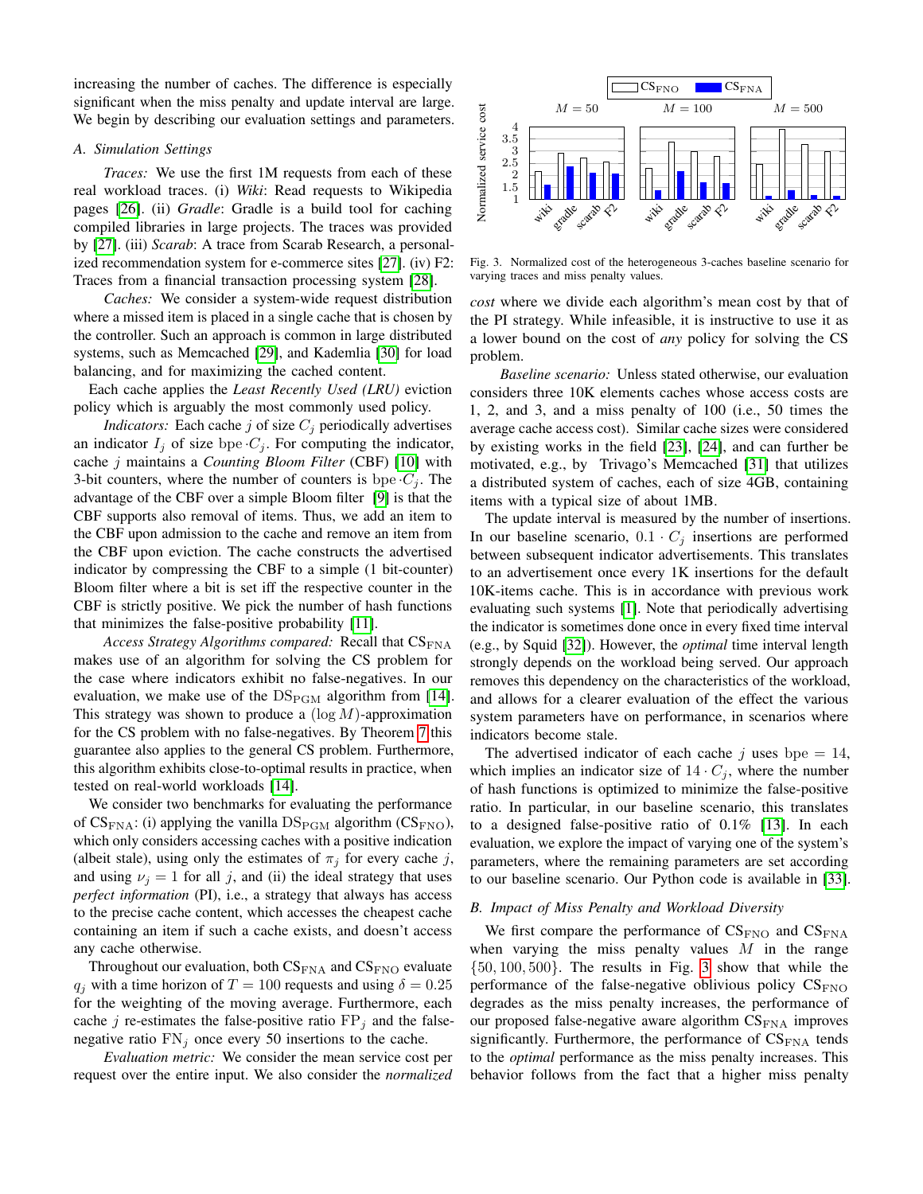increasing the number of caches. The difference is especially significant when the miss penalty and update interval are large. We begin by describing our evaluation settings and parameters.

### A. Simulation Settings

*Traces:* We use the first 1M requests from each of these real workload traces. (i) *Wiki*: Read requests to Wikipedia pages [26]. (ii) *Gradle*: Gradle is a build tool for caching compiled libraries in large projects. The traces was provided by [27]. (iii) *Scarab*: A trace from Scarab Research, a personalized recommendation system for e-commerce sites [27]. (iv) F2: Traces from a financial transaction processing system [28].

*Caches:* We consider a system-wide request distribution where a missed item is placed in a single cache that is chosen by the controller. Such an approach is common in large distributed systems, such as Memcached [29], and Kademlia [30] for load balancing, and for maximizing the cached content.

Each cache applies the *Least Recently Used (LRU)* eviction policy which is arguably the most commonly used policy.

*Indicators:* Each cache $j$ of size $C_j$ periodically advertises an indicator $I_j$ of size $\text{bpe} \cdot C_j$. For computing the indicator, cache $j$ maintains a *Counting Bloom Filter* (CBF) [10] with 3-bit counters, where the number of counters is $\text{bpe} \cdot C_j$. The advantage of the CBF over a simple Bloom filter [9] is that the CBF supports also removal of items. Thus, we add an item to the CBF upon admission to the cache and remove an item from the CBF upon eviction. The cache constructs the advertised indicator by compressing the CBF to a simple (1 bit-counter) Bloom filter where a bit is set iff the respective counter in the CBF is strictly positive. We pick the number of hash functions that minimizes the false-positive probability [11].

*Access Strategy Algorithms compared:* Recall that $\text{CS}_{\text{FNA}}$ makes use of an algorithm for solving the CS problem for the case where indicators exhibit no false-negatives. In our evaluation, we make use of the $\text{DS}_{\text{PGM}}$ algorithm from [14]. This strategy was shown to produce a $(\log M)$-approximation for the CS problem with no false-negatives. By Theorem 7 this guarantee also applies to the general CS problem. Furthermore, this algorithm exhibits close-to-optimal results in practice, when tested on real-world workloads [14].

We consider two benchmarks for evaluating the performance of $\text{CS}_{\text{FNA}}$: (i) applying the vanilla $\text{DS}_{\text{PGM}}$ algorithm ($\text{CS}_{\text{FNO}}$), which only considers accessing caches with a positive indication (albeit stale), using only the estimates of $\pi_j$ for every cache $j$, and using $\nu_j = 1$ for all $j$, and (ii) the ideal strategy that uses *perfect information* (PI), i.e., a strategy that always has access to the precise cache content, which accesses the cheapest cache containing an item if such a cache exists, and doesn't access any cache otherwise.

Throughout our evaluation, both $\text{CS}_{\text{FNA}}$ and $\text{CS}_{\text{FNO}}$ evaluate $q_j$ with a time horizon of $T = 100$ requests and using $\delta = 0.25$ for the weighting of the moving average. Furthermore, each cache $j$ re-estimates the false-positive ratio $\text{FP}_j$ and the false-negative ratio $\text{FN}_j$ once every 50 insertions to the cache.

*Evaluation metric:* We consider the mean service cost per request over the entire input. We also consider the *normalized cost* where we divide each algorithm's mean cost by that of the PI strategy. While infeasible, it is instructive to use it as a lower bound on the cost of *any* policy for solving the CS problem.

Fig. 3. Normalized cost of the heterogeneous 3-caches baseline scenario for varying traces and miss penalty values.

*Baseline scenario:* Unless stated otherwise, our evaluation considers three 10K elements caches whose access costs are 1, 2, and 3, and a miss penalty of 100 (i.e., 50 times the average cache access cost). Similar cache sizes were considered by existing works in the field [23], [24], and can further be motivated, e.g., by Trivago's Memcached [31] that utilizes a distributed system of caches, each of size 4GB, containing items with a typical size of about 1MB.

The update interval is measured by the number of insertions. In our baseline scenario, $0.1 \cdot C_j$ insertions are performed between subsequent indicator advertisements. This translates to an advertisement once every 1K insertions for the default 10K-items cache. This is in accordance with previous work evaluating such systems [1]. Note that periodically advertising the indicator is sometimes done once in every fixed time interval (e.g., by Squid [32]). However, the *optimal* time interval length strongly depends on the workload being served. Our approach removes this dependency on the characteristics of the workload, and allows for a clearer evaluation of the effect the various system parameters have on performance, in scenarios where indicators become stale.

The advertised indicator of each cache $j$ uses $\text{bpe} = 14$, which implies an indicator size of $14 \cdot C_j$, where the number of hash functions is optimized to minimize the false-positive ratio. In particular, in our baseline scenario, this translates to a designed false-positive ratio of $0.1\%$ [13]. In each evaluation, we explore the impact of varying one of the system's parameters, where the remaining parameters are set according to our baseline scenario. Our Python code is available in [33].

### B. Impact of Miss Penalty and Workload Diversity

We first compare the performance of $\text{CS}_{\text{FNO}}$ and $\text{CS}_{\text{FNA}}$ when varying the miss penalty values $M$ in the range $\{50, 100, 500\}$. The results in Fig. 3 show that while the performance of the false-negative oblivious policy $\text{CS}_{\text{FNO}}$ degrades as the miss penalty increases, the performance of our proposed false-negative aware algorithm $\text{CS}_{\text{FNA}}$ improves significantly. Furthermore, the performance of $\text{CS}_{\text{FNA}}$ tends to the *optimal* performance as the miss penalty increases. This behavior follows from the fact that a higher miss penalty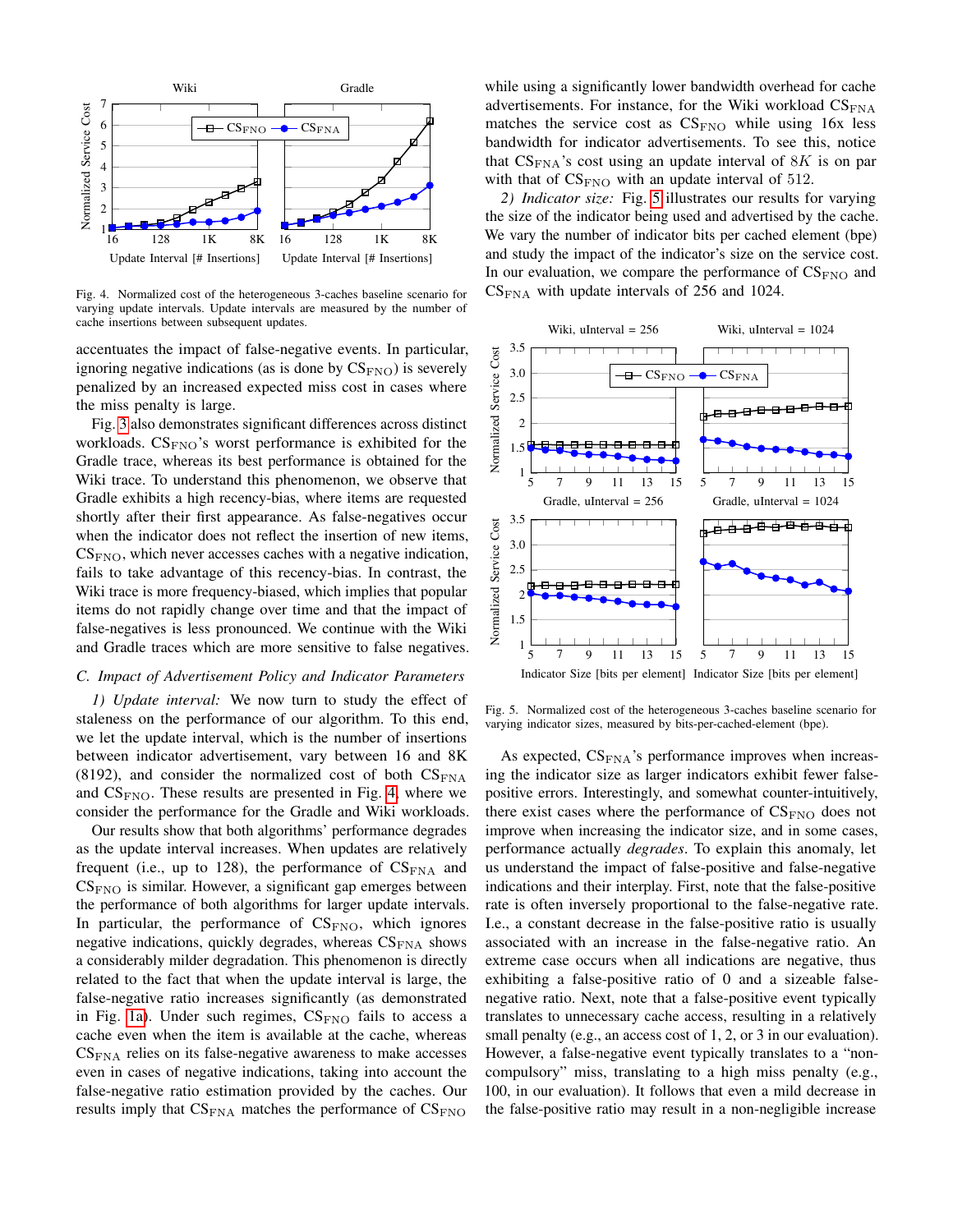Fig. 4. Normalized cost of the heterogeneous 3-caches baseline scenario for varying update intervals. Update intervals are measured by the number of cache insertions between subsequent updates.

accentuates the impact of false-negative events. In particular, ignoring negative indications (as is done by $\mathrm{CS_{FNO}}$) is severely penalized by an increased expected miss cost in cases where the miss penalty is large.

Fig. 3 also demonstrates significant differences across distinct workloads. $\mathrm{CS_{FNO}}$'s worst performance is exhibited for the Gradle trace, whereas its best performance is obtained for the Wiki trace. To understand this phenomenon, we observe that Gradle exhibits a high recency-bias, where items are requested shortly after their first appearance. As false-negatives occur when the indicator does not reflect the insertion of new items, $\mathrm{CS_{FNO}}$, which never accesses caches with a negative indication, fails to take advantage of this recency-bias. In contrast, the Wiki trace is more frequency-biased, which implies that popular items do not rapidly change over time and that the impact of false-negatives is less pronounced. We continue with the Wiki and Gradle traces which are more sensitive to false negatives.

### C. Impact of Advertisement Policy and Indicator Parameters

*1) Update interval:* We now turn to study the effect of staleness on the performance of our algorithm. To this end, we let the update interval, which is the number of insertions between indicator advertisement, vary between 16 and 8K (8192), and consider the normalized cost of both $\mathrm{CS_{FNA}}$ and $\mathrm{CS_{FNO}}$. These results are presented in Fig. 4, where we consider the performance for the Gradle and Wiki workloads.

Our results show that both algorithms' performance degrades as the update interval increases. When updates are relatively frequent (i.e., up to 128), the performance of $\mathrm{CS_{FNA}}$ and $\mathrm{CS_{FNO}}$ is similar. However, a significant gap emerges between the performance of both algorithms for larger update intervals. In particular, the performance of $\mathrm{CS_{FNO}}$, which ignores negative indications, quickly degrades, whereas $\mathrm{CS_{FNA}}$ shows a considerably milder degradation. This phenomenon is directly related to the fact that when the update interval is large, the false-negative ratio increases significantly (as demonstrated in Fig. 1a). Under such regimes, $\mathrm{CS_{FNO}}$ fails to access a cache even when the item is available at the cache, whereas $\mathrm{CS_{FNA}}$ relies on its false-negative awareness to make accesses even in cases of negative indications, taking into account the false-negative ratio estimation provided by the caches. Our results imply that $\mathrm{CS_{FNA}}$ matches the performance of $\mathrm{CS_{FNO}}$ while using a significantly lower bandwidth overhead for cache advertisements. For instance, for the Wiki workload $\mathrm{CS_{FNA}}$ matches the service cost as $\mathrm{CS_{FNO}}$ while using 16x less bandwidth for indicator advertisements. To see this, notice that $\mathrm{CS_{FNA}}$'s cost using an update interval of $8K$ is on par with that of $\mathrm{CS_{FNO}}$ with an update interval of 512.

*2) Indicator size:* Fig. 5 illustrates our results for varying the size of the indicator being used and advertised by the cache. We vary the number of indicator bits per cached element (bpe) and study the impact of the indicator's size on the service cost. In our evaluation, we compare the performance of $\mathrm{CS_{FNO}}$ and $\mathrm{CS_{FNA}}$ with update intervals of 256 and 1024.

Fig. 5. Normalized cost of the heterogeneous 3-caches baseline scenario for varying indicator sizes, measured by bits-per-cached-element (bpe).

As expected, $\mathrm{CS_{FNA}}$'s performance improves when increasing the indicator size as larger indicators exhibit fewer false-positive errors. Interestingly, and somewhat counter-intuitively, there exist cases where the performance of $\mathrm{CS_{FNO}}$ does not improve when increasing the indicator size, and in some cases, performance actually *degrades*. To explain this anomaly, let us understand the impact of false-positive and false-negative indications and their interplay. First, note that the false-positive rate is often inversely proportional to the false-negative rate. I.e., a constant decrease in the false-positive ratio is usually associated with an increase in the false-negative ratio. An extreme case occurs when all indications are negative, thus exhibiting a false-positive ratio of 0 and a sizeable false-negative ratio. Next, note that a false-positive event typically translates to unnecessary cache access, resulting in a relatively small penalty (e.g., an access cost of 1, 2, or 3 in our evaluation). However, a false-negative event typically translates to a "non-compulsory" miss, translating to a high miss penalty (e.g., 100, in our evaluation). It follows that even a mild decrease in the false-positive ratio may result in a non-negligible increase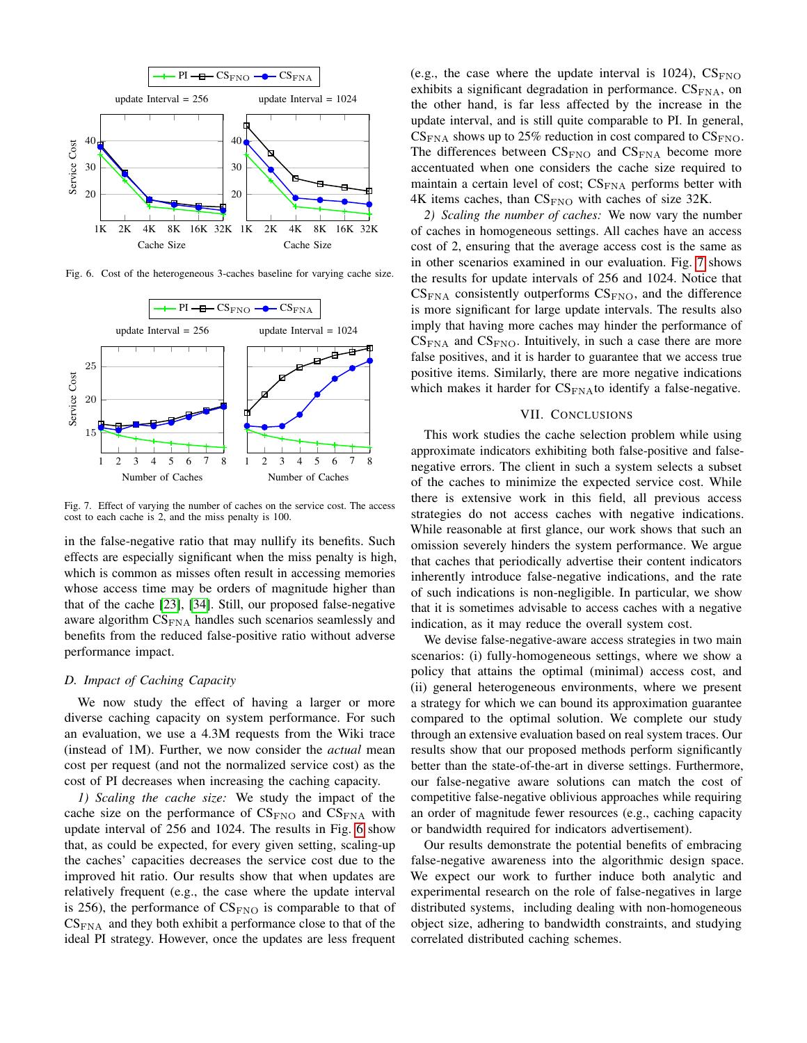Fig. 6. Cost of the heterogeneous 3-caches baseline for varying cache size.

Fig. 7. Effect of varying the number of caches on the service cost. The access cost to each cache is 2, and the miss penalty is 100.

in the false-negative ratio that may nullify its benefits. Such effects are especially significant when the miss penalty is high, which is common as misses often result in accessing memories whose access time may be orders of magnitude higher than that of the cache [23], [34]. Still, our proposed false-negative aware algorithm $CS_{FNA}$ handles such scenarios seamlessly and benefits from the reduced false-positive ratio without adverse performance impact.

### D. Impact of Caching Capacity

We now study the effect of having a larger or more diverse caching capacity on system performance. For such an evaluation, we use a 4.3M requests from the Wiki trace (instead of 1M). Further, we now consider the *actual* mean cost per request (and not the normalized service cost) as the cost of PI decreases when increasing the caching capacity.

*1) Scaling the cache size:* We study the impact of the cache size on the performance of $CS_{FNO}$ and $CS_{FNA}$ with update interval of 256 and 1024. The results in Fig. 6 show that, as could be expected, for every given setting, scaling-up the caches' capacities decreases the service cost due to the improved hit ratio. Our results show that when updates are relatively frequent (e.g., the case where the update interval is 256), the performance of $CS_{FNO}$ is comparable to that of $CS_{FNA}$ and they both exhibit a performance close to that of the ideal PI strategy. However, once the updates are less frequent (e.g., the case where the update interval is 1024), $CS_{FNO}$ exhibits a significant degradation in performance. $CS_{FNA}$, on the other hand, is far less affected by the increase in the update interval, and is still quite comparable to PI. In general, $CS_{FNA}$ shows up to 25% reduction in cost compared to $CS_{FNO}$. The differences between $CS_{FNO}$ and $CS_{FNA}$ become more accentuated when one considers the cache size required to maintain a certain level of cost; $CS_{FNA}$ performs better with 4K items caches, than $CS_{FNO}$ with caches of size 32K.

*2) Scaling the number of caches:* We now vary the number of caches in homogeneous settings. All caches have an access cost of 2, ensuring that the average access cost is the same as in other scenarios examined in our evaluation. Fig. 7 shows the results for update intervals of 256 and 1024. Notice that $CS_{FNA}$ consistently outperforms $CS_{FNO}$, and the difference is more significant for large update intervals. The results also imply that having more caches may hinder the performance of $CS_{FNA}$ and $CS_{FNO}$. Intuitively, in such a case there are more false positives, and it is harder to guarantee that we access true positive items. Similarly, there are more negative indications which makes it harder for $CS_{FNA}$to identify a false-negative.

## VII. Conclusions

This work studies the cache selection problem while using approximate indicators exhibiting both false-positive and false-negative errors. The client in such a system selects a subset of the caches to minimize the expected service cost. While there is extensive work in this field, all previous access strategies do not access caches with negative indications. While reasonable at first glance, our work shows that such an omission severely hinders the system performance. We argue that caches that periodically advertise their content indicators inherently introduce false-negative indications, and the rate of such indications is non-negligible. In particular, we show that it is sometimes advisable to access caches with a negative indication, as it may reduce the overall system cost.

We devise false-negative-aware access strategies in two main scenarios: (i) fully-homogeneous settings, where we show a policy that attains the optimal (minimal) access cost, and (ii) general heterogeneous environments, where we present a strategy for which we can bound its approximation guarantee compared to the optimal solution. We complete our study through an extensive evaluation based on real system traces. Our results show that our proposed methods perform significantly better than the state-of-the-art in diverse settings. Furthermore, our false-negative aware solutions can match the cost of competitive false-negative oblivious approaches while requiring an order of magnitude fewer resources (e.g., caching capacity or bandwidth required for indicators advertisement).

Our results demonstrate the potential benefits of embracing false-negative awareness into the algorithmic design space. We expect our work to further induce both analytic and experimental research on the role of false-negatives in large distributed systems, including dealing with non-homogeneous object size, adhering to bandwidth constraints, and studying correlated distributed caching schemes.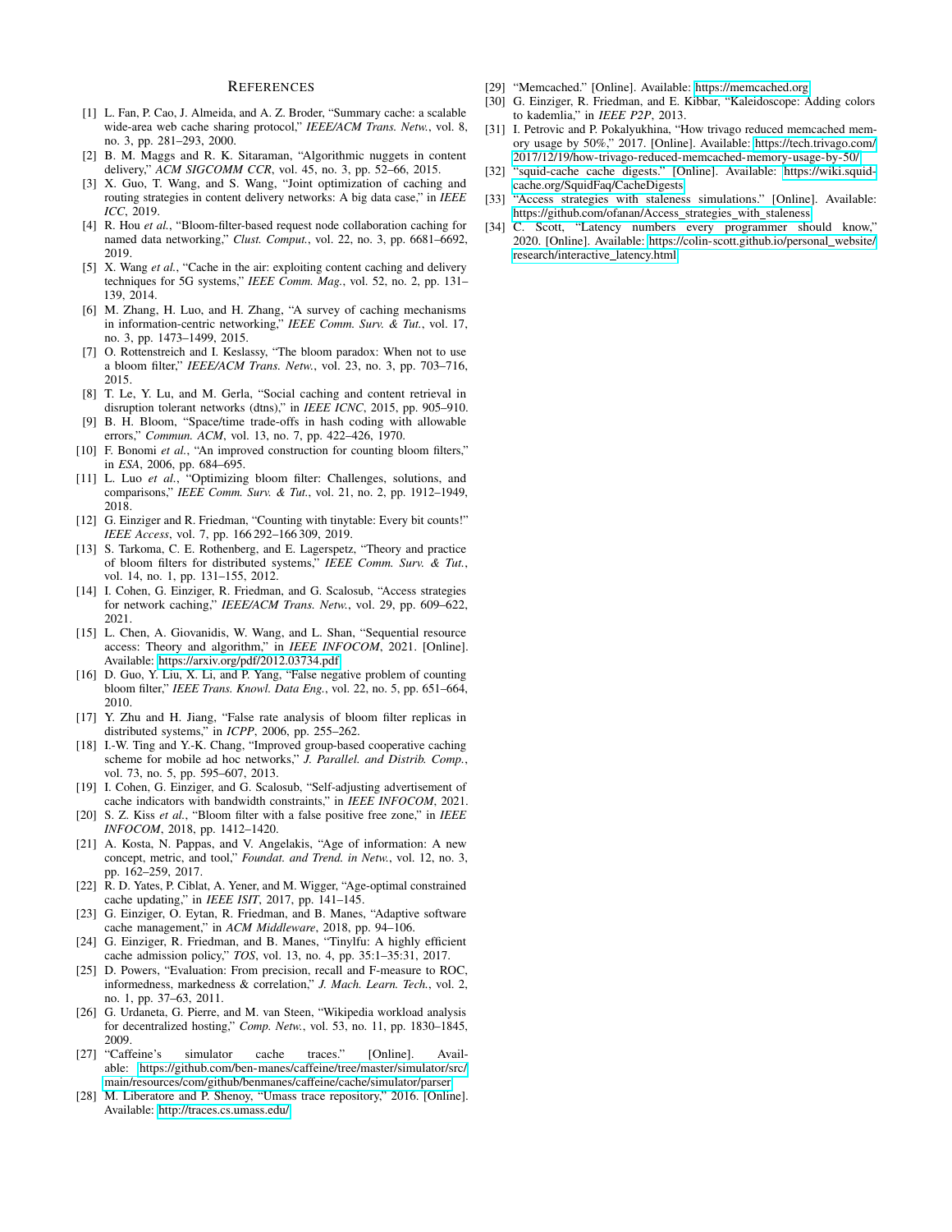# References

[1] L. Fan, P. Cao, J. Almeida, and A. Z. Broder, "Summary cache: a scalable wide-area web cache sharing protocol," *IEEE/ACM Trans. Netw.*, vol. 8, no. 3, pp. 281–293, 2000.

[2] B. M. Maggs and R. K. Sitaraman, "Algorithmic nuggets in content delivery," *ACM SIGCOMM CCR*, vol. 45, no. 3, pp. 52–66, 2015.

[3] X. Guo, T. Wang, and S. Wang, "Joint optimization of caching and routing strategies in content delivery networks: A big data case," in *IEEE ICC*, 2019.

[4] R. Hou *et al.*, "Bloom-filter-based request node collaboration caching for named data networking," *Clust. Comput.*, vol. 22, no. 3, pp. 6681–6692, 2019.

[5] X. Wang *et al.*, "Cache in the air: exploiting content caching and delivery techniques for 5G systems," *IEEE Comm. Mag.*, vol. 52, no. 2, pp. 131–139, 2014.

[6] M. Zhang, H. Luo, and H. Zhang, "A survey of caching mechanisms in information-centric networking," *IEEE Comm. Surv. & Tut.*, vol. 17, no. 3, pp. 1473–1499, 2015.

[7] O. Rottenstreich and I. Keslassy, "The bloom paradox: When not to use a bloom filter," *IEEE/ACM Trans. Netw.*, vol. 23, no. 3, pp. 703–716, 2015.

[8] T. Le, Y. Lu, and M. Gerla, "Social caching and content retrieval in disruption tolerant networks (dtns)," in *IEEE ICNC*, 2015, pp. 905–910.

[9] B. H. Bloom, "Space/time trade-offs in hash coding with allowable errors," *Commun. ACM*, vol. 13, no. 7, pp. 422–426, 1970.

[10] F. Bonomi *et al.*, "An improved construction for counting bloom filters," in *ESA*, 2006, pp. 684–695.

[11] L. Luo *et al.*, "Optimizing bloom filter: Challenges, solutions, and comparisons," *IEEE Comm. Surv. & Tut.*, vol. 21, no. 2, pp. 1912–1949, 2018.

[12] G. Einziger and R. Friedman, "Counting with tinytable: Every bit counts!" *IEEE Access*, vol. 7, pp. 166 292–166 309, 2019.

[13] S. Tarkoma, C. E. Rothenberg, and E. Lagerspetz, "Theory and practice of bloom filters for distributed systems," *IEEE Comm. Surv. & Tut.*, vol. 14, no. 1, pp. 131–155, 2012.

[14] I. Cohen, G. Einziger, R. Friedman, and G. Scalosub, "Access strategies for network caching," *IEEE/ACM Trans. Netw.*, vol. 29, pp. 609–622, 2021.

[15] L. Chen, A. Giovanidis, W. Wang, and L. Shan, "Sequential resource access: Theory and algorithm," in *IEEE INFOCOM*, 2021. [Online]. Available: https://arxiv.org/pdf/2012.03734.pdf

[16] D. Guo, Y. Liu, X. Li, and P. Yang, "False negative problem of counting bloom filter," *IEEE Trans. Knowl. Data Eng.*, vol. 22, no. 5, pp. 651–664, 2010.

[17] Y. Zhu and H. Jiang, "False rate analysis of bloom filter replicas in distributed systems," in *ICPP*, 2006, pp. 255–262.

[18] I.-W. Ting and Y.-K. Chang, "Improved group-based cooperative caching scheme for mobile ad hoc networks," *J. Parallel. and Distrib. Comp.*, vol. 73, no. 5, pp. 595–607, 2013.

[19] I. Cohen, G. Einziger, and G. Scalosub, "Self-adjusting advertisement of cache indicators with bandwidth constraints," in *IEEE INFOCOM*, 2021.

[20] S. Z. Kiss *et al.*, "Bloom filter with a false positive free zone," in *IEEE INFOCOM*, 2018, pp. 1412–1420.

[21] A. Kosta, N. Pappas, and V. Angelakis, "Age of information: A new concept, metric, and tool," *Foundat. and Trend. in Netw.*, vol. 12, no. 3, pp. 162–259, 2017.

[22] R. D. Yates, P. Ciblat, A. Yener, and M. Wigger, "Age-optimal constrained cache updating," in *IEEE ISIT*, 2017, pp. 141–145.

[23] G. Einziger, O. Eytan, R. Friedman, and B. Manes, "Adaptive software cache management," in *ACM Middleware*, 2018, pp. 94–106.

[24] G. Einziger, R. Friedman, and B. Manes, "Tinylfu: A highly efficient cache admission policy," *TOS*, vol. 13, no. 4, pp. 35:1–35:31, 2017.

[25] D. Powers, "Evaluation: From precision, recall and F-measure to ROC, informedness, markedness & correlation," *J. Mach. Learn. Tech.*, vol. 2, no. 1, pp. 37–63, 2011.

[26] G. Urdaneta, G. Pierre, and M. van Steen, "Wikipedia workload analysis for decentralized hosting," *Comp. Netw.*, vol. 53, no. 11, pp. 1830–1845, 2009.

[27] "Caffeine's simulator cache traces." [Online]. Available: https://github.com/ben-manes/caffeine/tree/master/simulator/src/main/resources/com/github/benmanes/caffeine/cache/simulator/parser

[28] M. Liberatore and P. Shenoy, "Umass trace repository," 2016. [Online]. Available: http://traces.cs.umass.edu/

[29] "Memcached." [Online]. Available: https://memcached.org

[30] G. Einziger, R. Friedman, and E. Kibbar, "Kaleidoscope: Adding colors to kademlia," in *IEEE P2P*, 2013.

[31] I. Petrovic and P. Pokalyukhina, "How trivago reduced memcached memory usage by 50%," 2017. [Online]. Available: https://tech.trivago.com/2017/12/19/how-trivago-reduced-memcached-memory-usage-by-50/

[32] "squid-cache cache digests." [Online]. Available: https://wiki.squid-cache.org/SquidFaq/CacheDigests

[33] "Access strategies with staleness simulations." [Online]. Available: https://github.com/ofanan/Access_strategies_with_staleness

[34] C. Scott, "Latency numbers every programmer should know," 2020. [Online]. Available: https://colin-scott.github.io/personal_website/research/interactive_latency.html